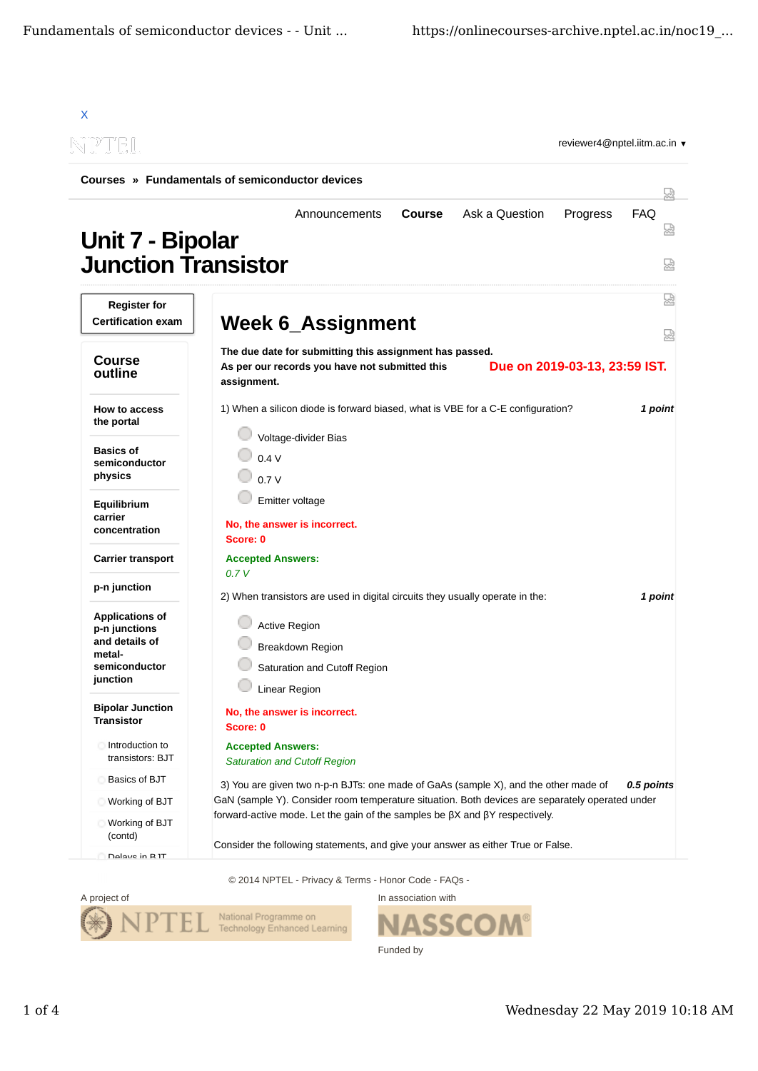X

reviewer4@nptel.iitm.ac.in ▾

**Courses » Fundamentals of semiconductor devices**

Announcements **Course** Ask a Question Progress FAQ

# Unit 7 - Bipolar Junction Transistor

**Register for Certification exam**

**Course outline**

**How to access the portal**

**Basics of semiconductor physics**

**Equilibrium carrier concentration**

**Carrier transport**

**p-n junction**

**Applications of p-n junctions and details of metal-semiconductor junction**

**Bipolar Junction Transistor**

- Introduction to transistors: BJT
- Basics of BJT
- Working of BJT
- Working of BJT (contd)
- Delays in BJT

## Week 6_Assignment

**The due date for submitting this assignment has passed.**
**As per our records you have not submitted this assignment.**

**Due on 2019-03-13, 23:59 IST.**

1) When a silicon diode is forward biased, what is VBE for a C-E configuration? ***1 point***

- Voltage-divider Bias
- 0.4 V
- 0.7 V
- Emitter voltage

**No, the answer is incorrect.**
**Score: 0**

**Accepted Answers:**
*0.7 V*

2) When transistors are used in digital circuits they usually operate in the: ***1 point***

- Active Region
- Breakdown Region
- Saturation and Cutoff Region
- Linear Region

**No, the answer is incorrect.**
**Score: 0**

**Accepted Answers:**
*Saturation and Cutoff Region*

3) You are given two n-p-n BJTs: one made of GaAs (sample X), and the other made of GaN (sample Y). Consider room temperature situation. Both devices are separately operated under forward-active mode. Let the gain of the samples be $\beta X$ and $\beta Y$ respectively. ***0.5 points***

Consider the following statements, and give your answer as either True or False.

© 2014 NPTEL - Privacy & Terms - Honor Code - FAQs -

A project of

In association with

Funded by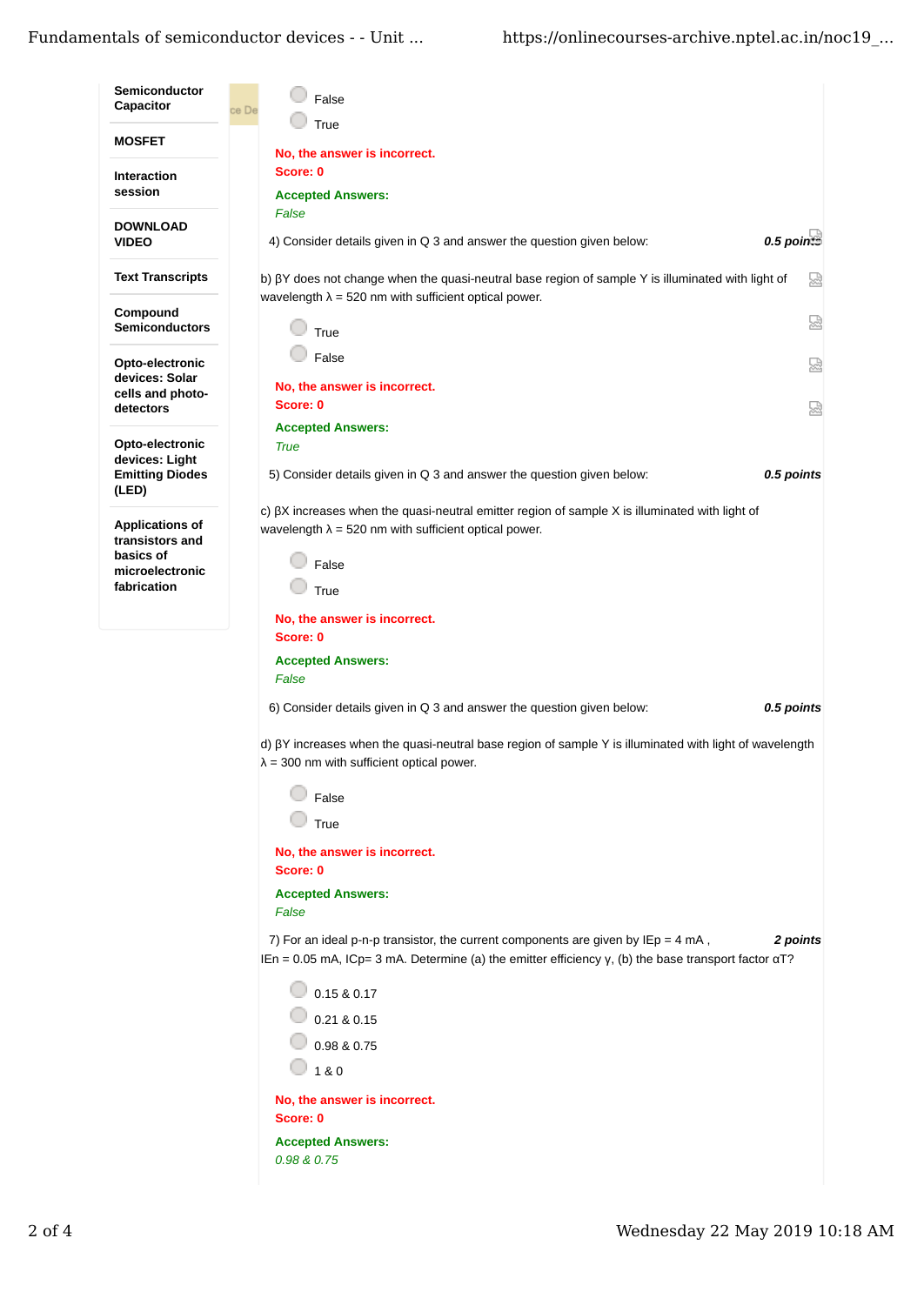- Semiconductor Capacitor
- MOSFET
- Interaction session
- DOWNLOAD VIDEO
- Text Transcripts
- Compound Semiconductors
- Opto-electronic devices: Solar cells and photo-detectors
- Opto-electronic devices: Light Emitting Diodes (LED)
- Applications of transistors and basics of microelectronic fabrication

False

True

No, the answer is incorrect.
Score: 0

**Accepted Answers:**
*False*

4) Consider details given in Q 3 and answer the question given below: ***0.5 points***

b) $\beta Y$ does not change when the quasi-neutral base region of sample Y is illuminated with light of wavelength $\lambda$ = 520 nm with sufficient optical power.

True

False

No, the answer is incorrect.
Score: 0

**Accepted Answers:**
*True*

5) Consider details given in Q 3 and answer the question given below: ***0.5 points***

c) $\beta X$ increases when the quasi-neutral emitter region of sample X is illuminated with light of wavelength $\lambda$ = 520 nm with sufficient optical power.

False

True

No, the answer is incorrect.
Score: 0

**Accepted Answers:**
*False*

6) Consider details given in Q 3 and answer the question given below: ***0.5 points***

d) $\beta Y$ increases when the quasi-neutral base region of sample Y is illuminated with light of wavelength $\lambda$ = 300 nm with sufficient optical power.

False

True

No, the answer is incorrect.
Score: 0

**Accepted Answers:**
*False*

7) For an ideal p-n-p transistor, the current components are given by $I_{Ep}$ = 4 mA , $I_{En}$ = 0.05 mA, $I_{Cp}$= 3 mA. Determine (a) the emitter efficiency $\gamma$, (b) the base transport factor $\alpha_T$? ***2 points***

0.15 & 0.17

0.21 & 0.15

0.98 & 0.75

1 & 0

No, the answer is incorrect.
Score: 0

**Accepted Answers:**
*0.98 & 0.75*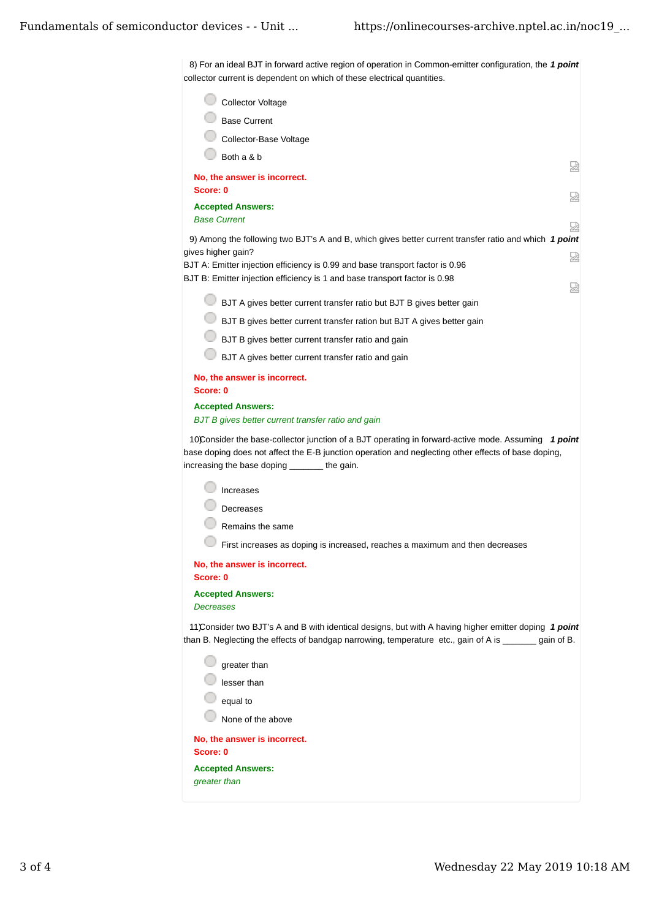8) For an ideal BJT in forward active region of operation in Common-emitter configuration, the collector current is dependent on which of these electrical quantities. ***1 point***

- Collector Voltage
- Base Current
- Collector-Base Voltage
- Both a & b

**No, the answer is incorrect.**
**Score: 0**

**Accepted Answers:**
*Base Current*

9) Among the following two BJT's A and B, which gives better current transfer ratio and which gives higher gain? ***1 point***
BJT A: Emitter injection efficiency is 0.99 and base transport factor is 0.96
BJT B: Emitter injection efficiency is 1 and base transport factor is 0.98

- BJT A gives better current transfer ratio but BJT B gives better gain
- BJT B gives better current transfer ration but BJT A gives better gain
- BJT B gives better current transfer ratio and gain
- BJT A gives better current transfer ratio and gain

**No, the answer is incorrect.**
**Score: 0**

**Accepted Answers:**
*BJT B gives better current transfer ratio and gain*

10)Consider the base-collector junction of a BJT operating in forward-active mode. Assuming base doping does not affect the E-B junction operation and neglecting other effects of base doping, increasing the base doping _______ the gain. ***1 point***

- Increases
- Decreases
- Remains the same
- First increases as doping is increased, reaches a maximum and then decreases

**No, the answer is incorrect.**
**Score: 0**

**Accepted Answers:**
*Decreases*

11)Consider two BJT's A and B with identical designs, but with A having higher emitter doping than B. Neglecting the effects of bandgap narrowing, temperature etc., gain of A is _______ gain of B. ***1 point***

- greater than
- lesser than
- equal to
- None of the above

**No, the answer is incorrect.**
**Score: 0**

**Accepted Answers:**
*greater than*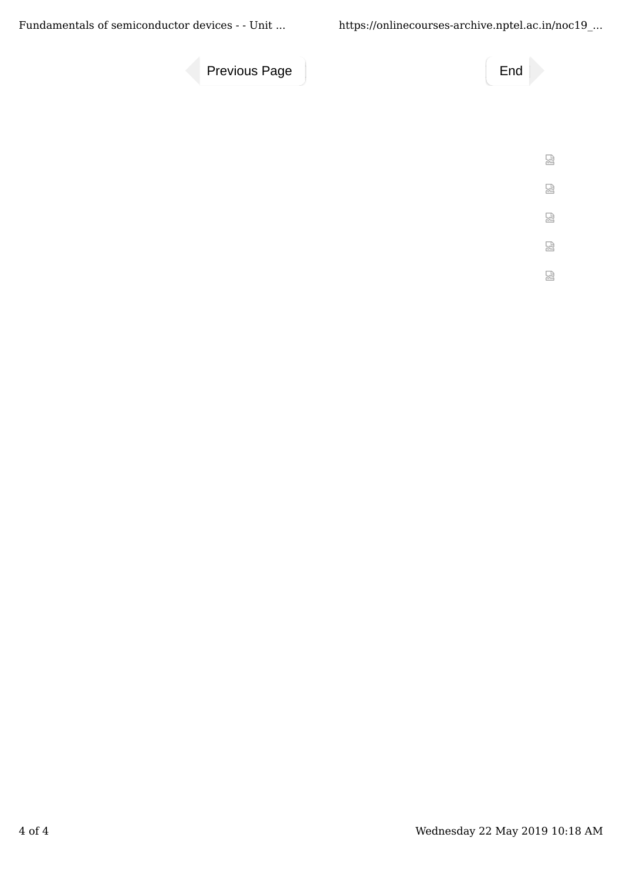Previous Page

End